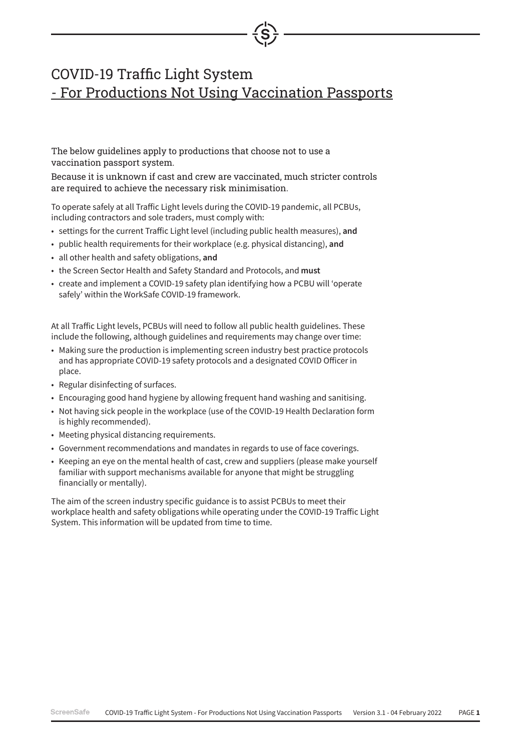# COVID-19 Traffic Light System
## - For Productions Not Using Vaccination Passports

The below guidelines apply to productions that choose not to use a vaccination passport system.

Because it is unknown if cast and crew are vaccinated, much stricter controls are required to achieve the necessary risk minimisation.

To operate safely at all Traffic Light levels during the COVID-19 pandemic, all PCBUs, including contractors and sole traders, must comply with:

- settings for the current Traffic Light level (including public health measures), **and**
- public health requirements for their workplace (e.g. physical distancing), **and**
- all other health and safety obligations, **and**
- the Screen Sector Health and Safety Standard and Protocols, and **must**
- create and implement a COVID-19 safety plan identifying how a PCBU will 'operate safely' within the WorkSafe COVID-19 framework.

At all Traffic Light levels, PCBUs will need to follow all public health guidelines. These include the following, although guidelines and requirements may change over time:

- Making sure the production is implementing screen industry best practice protocols and has appropriate COVID-19 safety protocols and a designated COVID Officer in place.
- Regular disinfecting of surfaces.
- Encouraging good hand hygiene by allowing frequent hand washing and sanitising.
- Not having sick people in the workplace (use of the COVID-19 Health Declaration form is highly recommended).
- Meeting physical distancing requirements.
- Government recommendations and mandates in regards to use of face coverings.
- Keeping an eye on the mental health of cast, crew and suppliers (please make yourself familiar with support mechanisms available for anyone that might be struggling financially or mentally).

The aim of the screen industry specific guidance is to assist PCBUs to meet their workplace health and safety obligations while operating under the COVID-19 Traffic Light System. This information will be updated from time to time.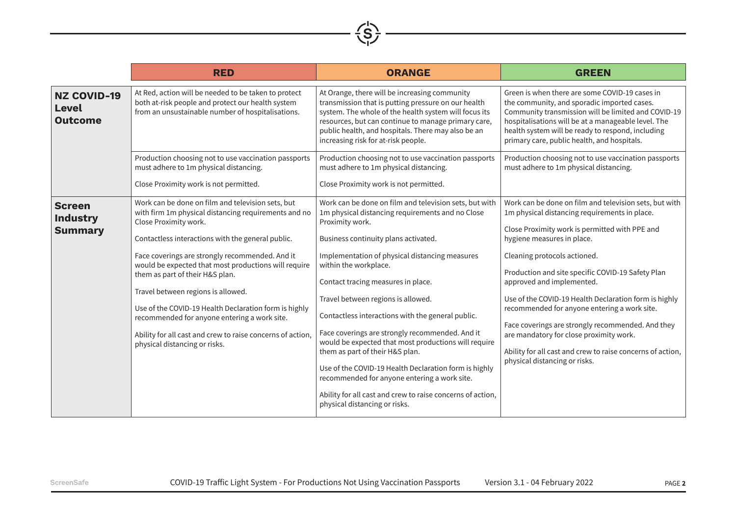| | **RED** | **ORANGE** | **GREEN** |
|---|---|---|---|
| **NZ COVID-19 Level Outcome** | At Red, action will be needed to be taken to protect both at-risk people and protect our health system from an unsustainable number of hospitalisations. | At Orange, there will be increasing community transmission that is putting pressure on our health system. The whole of the health system will focus its resources, but can continue to manage primary care, public health, and hospitals. There may also be an increasing risk for at-risk people. | Green is when there are some COVID-19 cases in the community, and sporadic imported cases. Community transmission will be limited and COVID-19 hospitalisations will be at a manageable level. The health system will be ready to respond, including primary care, public health, and hospitals. |
| | Production choosing not to use vaccination passports must adhere to 1m physical distancing.<br><br>Close Proximity work is not permitted. | Production choosing not to use vaccination passports must adhere to 1m physical distancing.<br><br>Close Proximity work is not permitted. | Production choosing not to use vaccination passports must adhere to 1m physical distancing. |
| **Screen Industry Summary** | Work can be done on film and television sets, but with firm 1m physical distancing requirements and no Close Proximity work.<br><br>Contactless interactions with the general public.<br><br>Face coverings are strongly recommended. And it would be expected that most productions will require them as part of their H&S plan.<br><br>Travel between regions is allowed.<br><br>Use of the COVID-19 Health Declaration form is highly recommended for anyone entering a work site.<br><br>Ability for all cast and crew to raise concerns of action, physical distancing or risks. | Work can be done on film and television sets, but with 1m physical distancing requirements and no Close Proximity work.<br><br>Business continuity plans activated.<br><br>Implementation of physical distancing measures within the workplace.<br><br>Contact tracing measures in place.<br><br>Travel between regions is allowed.<br><br>Contactless interactions with the general public.<br><br>Face coverings are strongly recommended. And it would be expected that most productions will require them as part of their H&S plan.<br><br>Use of the COVID-19 Health Declaration form is highly recommended for anyone entering a work site.<br><br>Ability for all cast and crew to raise concerns of action, physical distancing or risks. | Work can be done on film and television sets, but with 1m physical distancing requirements in place.<br><br>Close Proximity work is permitted with PPE and hygiene measures in place.<br><br>Cleaning protocols actioned.<br><br>Production and site specific COVID-19 Safety Plan approved and implemented.<br><br>Use of the COVID-19 Health Declaration form is highly recommended for anyone entering a work site.<br><br>Face coverings are strongly recommended. And they are mandatory for close proximity work.<br><br>Ability for all cast and crew to raise concerns of action, physical distancing or risks. |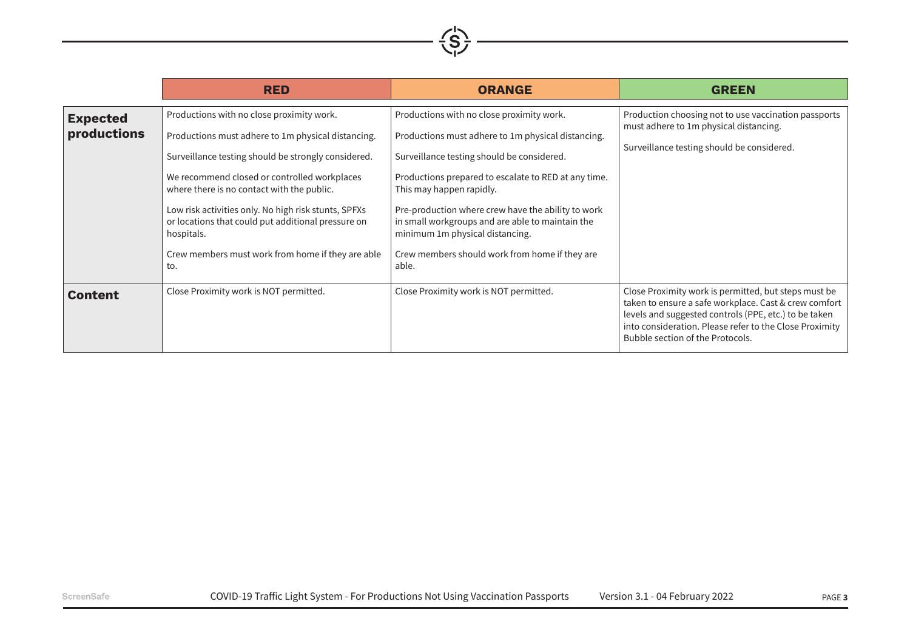| | RED | ORANGE | GREEN |
|---|---|---|---|
| **Expected productions** | Productions with no close proximity work.<br><br>Productions must adhere to 1m physical distancing.<br><br>Surveillance testing should be strongly considered.<br><br>We recommend closed or controlled workplaces where there is no contact with the public.<br><br>Low risk activities only. No high risk stunts, SPFXs or locations that could put additional pressure on hospitals.<br><br>Crew members must work from home if they are able to. | Productions with no close proximity work.<br><br>Productions must adhere to 1m physical distancing.<br><br>Surveillance testing should be considered.<br><br>Productions prepared to escalate to RED at any time. This may happen rapidly.<br><br>Pre-production where crew have the ability to work in small workgroups and are able to maintain the minimum 1m physical distancing.<br><br>Crew members should work from home if they are able. | Production choosing not to use vaccination passports must adhere to 1m physical distancing.<br><br>Surveillance testing should be considered. |
| **Content** | Close Proximity work is NOT permitted. | Close Proximity work is NOT permitted. | Close Proximity work is permitted, but steps must be taken to ensure a safe workplace. Cast & crew comfort levels and suggested controls (PPE, etc.) to be taken into consideration. Please refer to the Close Proximity Bubble section of the Protocols. |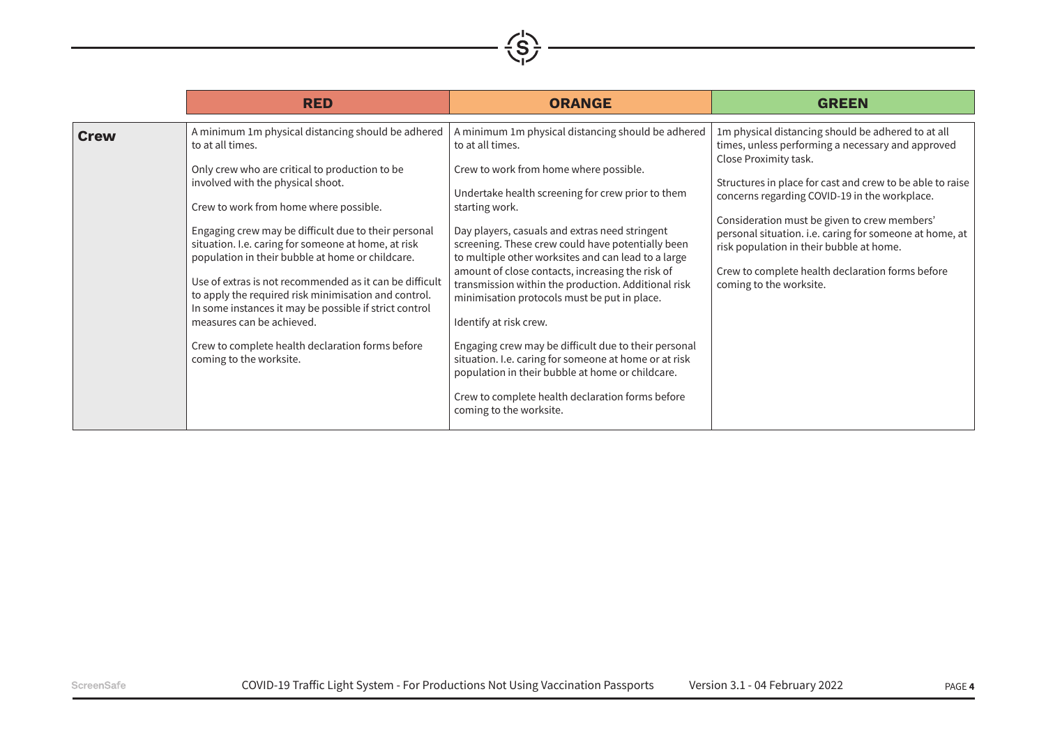| | RED | ORANGE | GREEN |
|---|---|---|---|
| **Crew** | A minimum 1m physical distancing should be adhered to at all times.<br><br>Only crew who are critical to production to be involved with the physical shoot.<br><br>Crew to work from home where possible.<br><br>Engaging crew may be difficult due to their personal situation. I.e. caring for someone at home, at risk population in their bubble at home or childcare.<br><br>Use of extras is not recommended as it can be difficult to apply the required risk minimisation and control. In some instances it may be possible if strict control measures can be achieved.<br><br>Crew to complete health declaration forms before coming to the worksite. | A minimum 1m physical distancing should be adhered to at all times.<br><br>Crew to work from home where possible.<br><br>Undertake health screening for crew prior to them starting work.<br><br>Day players, casuals and extras need stringent screening. These crew could have potentially been to multiple other worksites and can lead to a large amount of close contacts, increasing the risk of transmission within the production. Additional risk minimisation protocols must be put in place.<br><br>Identify at risk crew.<br><br>Engaging crew may be difficult due to their personal situation. I.e. caring for someone at home or at risk population in their bubble at home or childcare.<br><br>Crew to complete health declaration forms before coming to the worksite. | 1m physical distancing should be adhered to at all times, unless performing a necessary and approved Close Proximity task.<br><br>Structures in place for cast and crew to be able to raise concerns regarding COVID-19 in the workplace.<br><br>Consideration must be given to crew members' personal situation. i.e. caring for someone at home, at risk population in their bubble at home.<br><br>Crew to complete health declaration forms before coming to the worksite. |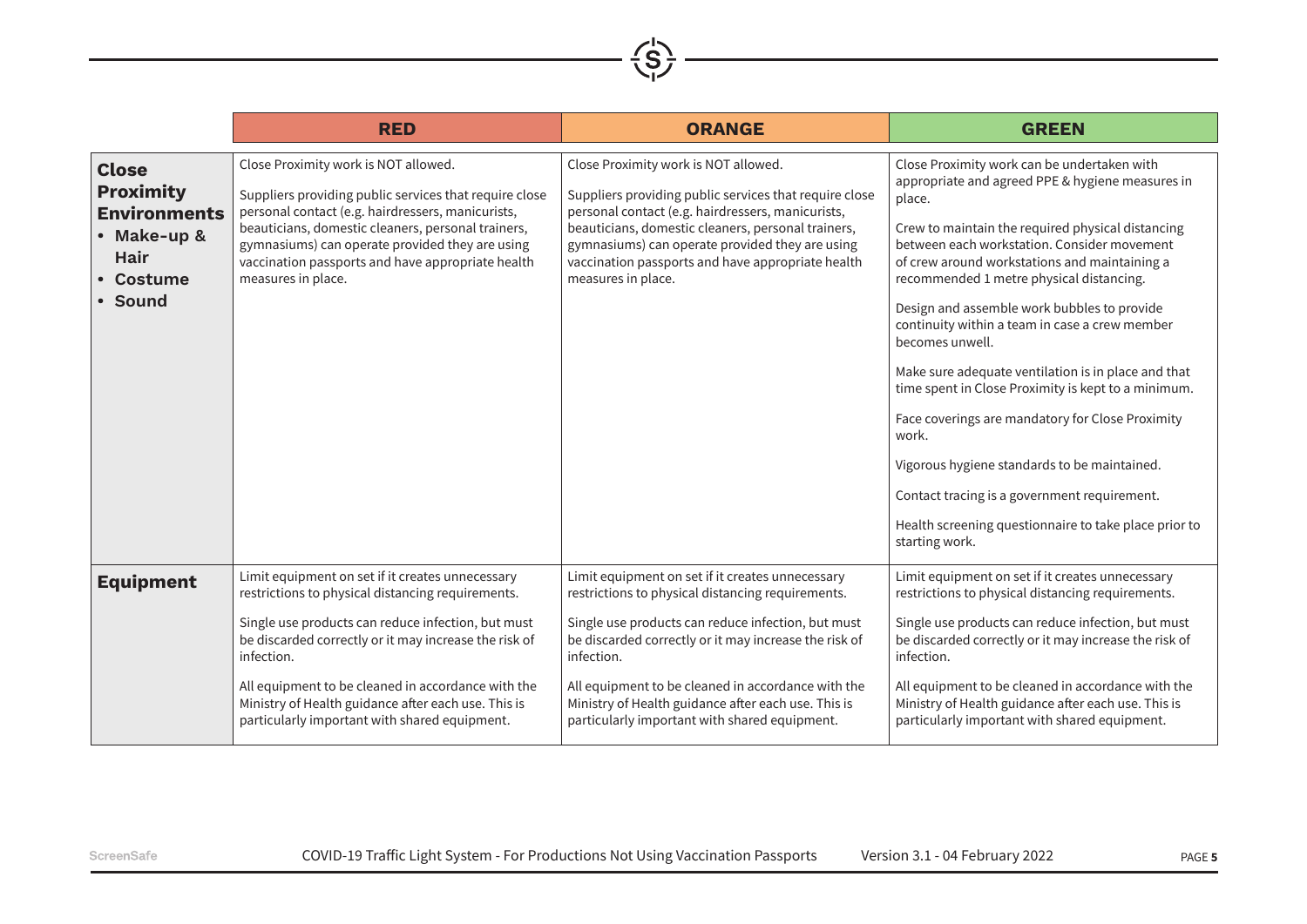| | RED | ORANGE | GREEN |
|---|---|---|---|
| **Close Proximity Environments**<br>• **Make-up & Hair**<br>• **Costume**<br>• **Sound** | Close Proximity work is NOT allowed.<br><br>Suppliers providing public services that require close personal contact (e.g. hairdressers, manicurists, beauticians, domestic cleaners, personal trainers, gymnasiums) can operate provided they are using vaccination passports and have appropriate health measures in place. | Close Proximity work is NOT allowed.<br><br>Suppliers providing public services that require close personal contact (e.g. hairdressers, manicurists, beauticians, domestic cleaners, personal trainers, gymnasiums) can operate provided they are using vaccination passports and have appropriate health measures in place. | Close Proximity work can be undertaken with appropriate and agreed PPE & hygiene measures in place.<br><br>Crew to maintain the required physical distancing between each workstation. Consider movement of crew around workstations and maintaining a recommended 1 metre physical distancing.<br><br>Design and assemble work bubbles to provide continuity within a team in case a crew member becomes unwell.<br><br>Make sure adequate ventilation is in place and that time spent in Close Proximity is kept to a minimum.<br><br>Face coverings are mandatory for Close Proximity work.<br><br>Vigorous hygiene standards to be maintained.<br><br>Contact tracing is a government requirement.<br><br>Health screening questionnaire to take place prior to starting work. |
| **Equipment** | Limit equipment on set if it creates unnecessary restrictions to physical distancing requirements.<br><br>Single use products can reduce infection, but must be discarded correctly or it may increase the risk of infection.<br><br>All equipment to be cleaned in accordance with the Ministry of Health guidance after each use. This is particularly important with shared equipment. | Limit equipment on set if it creates unnecessary restrictions to physical distancing requirements.<br><br>Single use products can reduce infection, but must be discarded correctly or it may increase the risk of infection.<br><br>All equipment to be cleaned in accordance with the Ministry of Health guidance after each use. This is particularly important with shared equipment. | Limit equipment on set if it creates unnecessary restrictions to physical distancing requirements.<br><br>Single use products can reduce infection, but must be discarded correctly or it may increase the risk of infection.<br><br>All equipment to be cleaned in accordance with the Ministry of Health guidance after each use. This is particularly important with shared equipment. |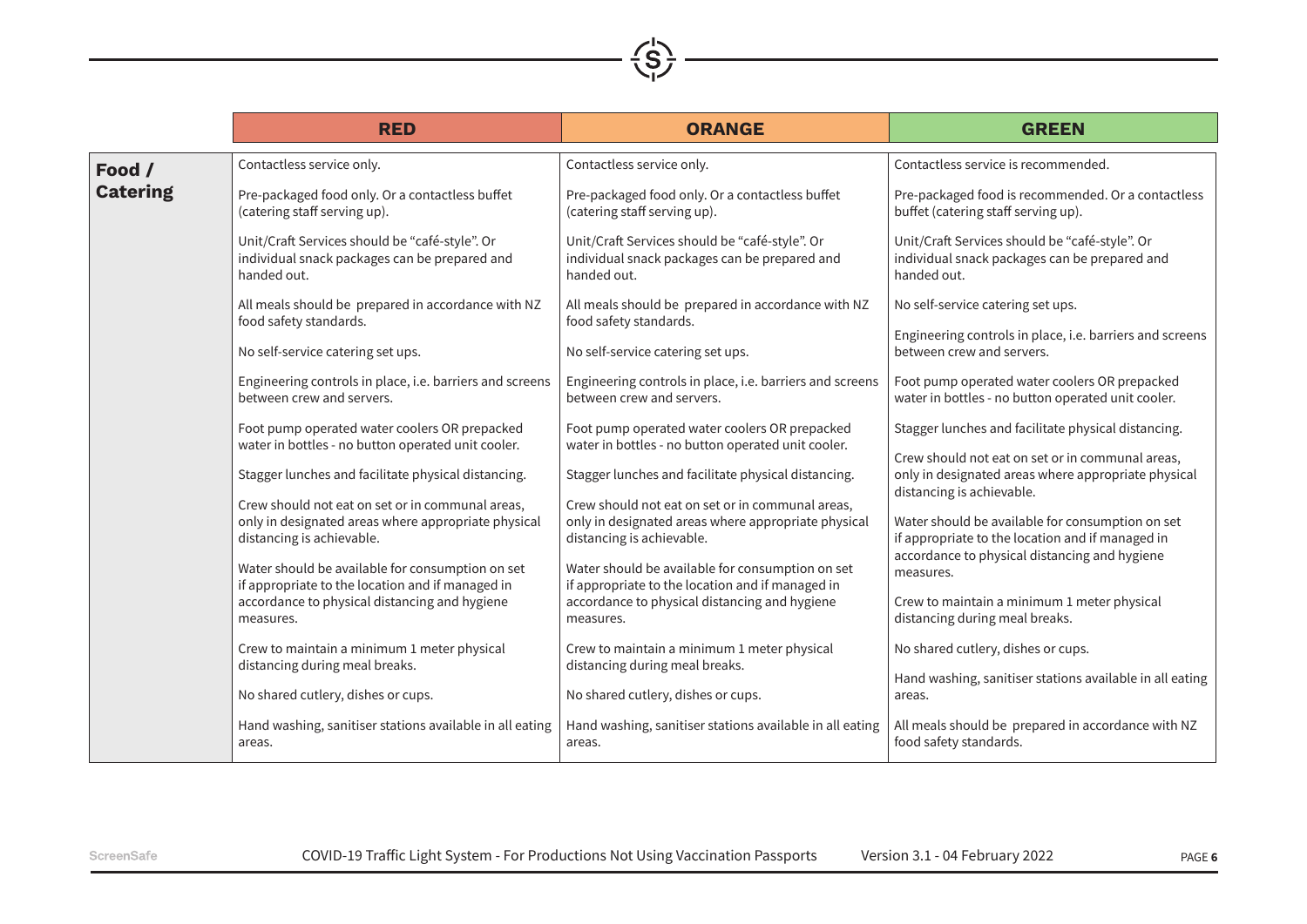| | RED | ORANGE | GREEN |
|---|---|---|---|
| **Food / Catering** | Contactless service only.<br><br>Pre-packaged food only. Or a contactless buffet (catering staff serving up).<br><br>Unit/Craft Services should be "café-style". Or individual snack packages can be prepared and handed out.<br><br>All meals should be prepared in accordance with NZ food safety standards.<br><br>No self-service catering set ups.<br><br>Engineering controls in place, i.e. barriers and screens between crew and servers.<br><br>Foot pump operated water coolers OR prepacked water in bottles - no button operated unit cooler.<br><br>Stagger lunches and facilitate physical distancing.<br><br>Crew should not eat on set or in communal areas, only in designated areas where appropriate physical distancing is achievable.<br><br>Water should be available for consumption on set if appropriate to the location and if managed in accordance to physical distancing and hygiene measures.<br><br>Crew to maintain a minimum 1 meter physical distancing during meal breaks.<br><br>No shared cutlery, dishes or cups.<br><br>Hand washing, sanitiser stations available in all eating areas. | Contactless service only.<br><br>Pre-packaged food only. Or a contactless buffet (catering staff serving up).<br><br>Unit/Craft Services should be "café-style". Or individual snack packages can be prepared and handed out.<br><br>All meals should be prepared in accordance with NZ food safety standards.<br><br>No self-service catering set ups.<br><br>Engineering controls in place, i.e. barriers and screens between crew and servers.<br><br>Foot pump operated water coolers OR prepacked water in bottles - no button operated unit cooler.<br><br>Stagger lunches and facilitate physical distancing.<br><br>Crew should not eat on set or in communal areas, only in designated areas where appropriate physical distancing is achievable.<br><br>Water should be available for consumption on set if appropriate to the location and if managed in accordance to physical distancing and hygiene measures.<br><br>Crew to maintain a minimum 1 meter physical distancing during meal breaks.<br><br>No shared cutlery, dishes or cups.<br><br>Hand washing, sanitiser stations available in all eating areas. | Contactless service is recommended.<br><br>Pre-packaged food is recommended. Or a contactless buffet (catering staff serving up).<br><br>Unit/Craft Services should be "café-style". Or individual snack packages can be prepared and handed out.<br><br>No self-service catering set ups.<br><br>Engineering controls in place, i.e. barriers and screens between crew and servers.<br><br>Foot pump operated water coolers OR prepacked water in bottles - no button operated unit cooler.<br><br>Stagger lunches and facilitate physical distancing.<br><br>Crew should not eat on set or in communal areas, only in designated areas where appropriate physical distancing is achievable.<br><br>Water should be available for consumption on set if appropriate to the location and if managed in accordance to physical distancing and hygiene measures.<br><br>Crew to maintain a minimum 1 meter physical distancing during meal breaks.<br><br>No shared cutlery, dishes or cups.<br><br>Hand washing, sanitiser stations available in all eating areas.<br><br>All meals should be prepared in accordance with NZ food safety standards. |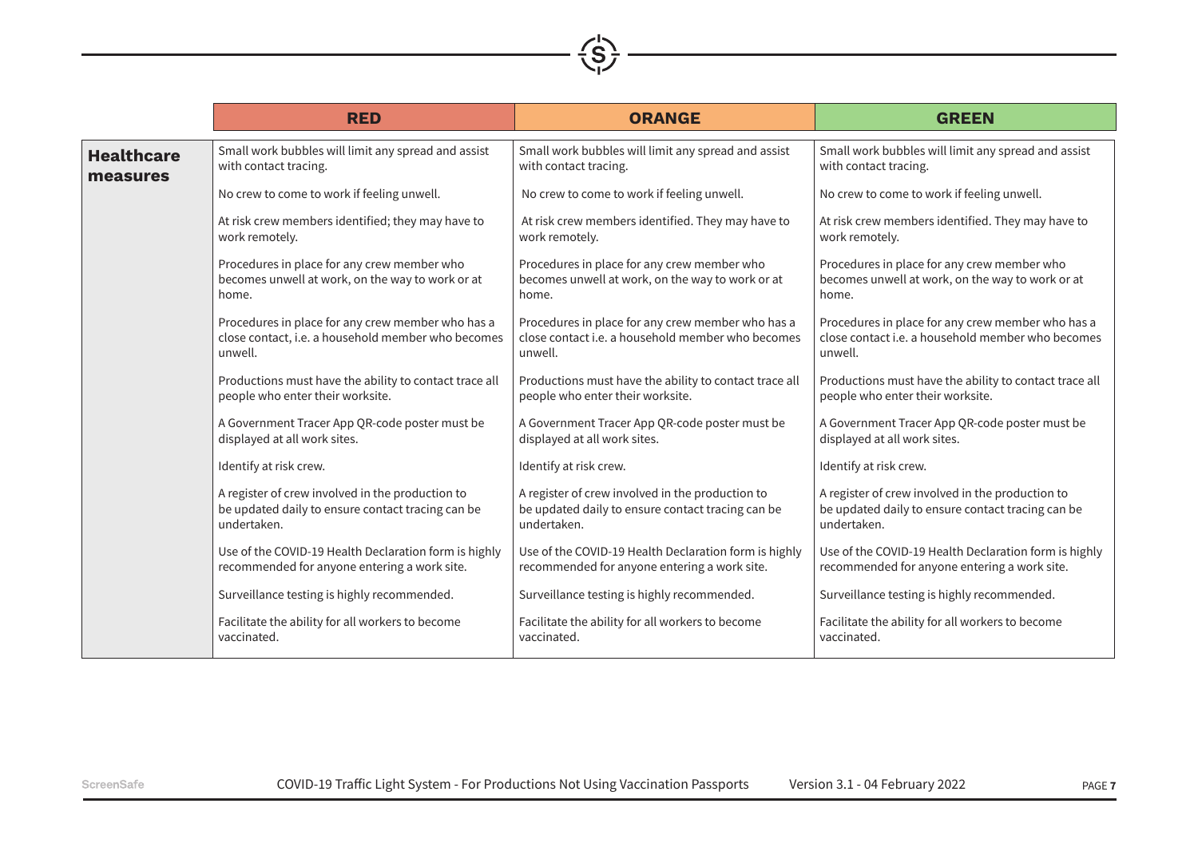| | RED | ORANGE | GREEN |
|---|---|---|---|
| **Healthcare measures** | Small work bubbles will limit any spread and assist with contact tracing. | Small work bubbles will limit any spread and assist with contact tracing. | Small work bubbles will limit any spread and assist with contact tracing. |
| | No crew to come to work if feeling unwell. | No crew to come to work if feeling unwell. | No crew to come to work if feeling unwell. |
| | At risk crew members identified; they may have to work remotely. | At risk crew members identified. They may have to work remotely. | At risk crew members identified. They may have to work remotely. |
| | Procedures in place for any crew member who becomes unwell at work, on the way to work or at home. | Procedures in place for any crew member who becomes unwell at work, on the way to work or at home. | Procedures in place for any crew member who becomes unwell at work, on the way to work or at home. |
| | Procedures in place for any crew member who has a close contact, i.e. a household member who becomes unwell. | Procedures in place for any crew member who has a close contact i.e. a household member who becomes unwell. | Procedures in place for any crew member who has a close contact i.e. a household member who becomes unwell. |
| | Productions must have the ability to contact trace all people who enter their worksite. | Productions must have the ability to contact trace all people who enter their worksite. | Productions must have the ability to contact trace all people who enter their worksite. |
| | A Government Tracer App QR-code poster must be displayed at all work sites. | A Government Tracer App QR-code poster must be displayed at all work sites. | A Government Tracer App QR-code poster must be displayed at all work sites. |
| | Identify at risk crew. | Identify at risk crew. | Identify at risk crew. |
| | A register of crew involved in the production to be updated daily to ensure contact tracing can be undertaken. | A register of crew involved in the production to be updated daily to ensure contact tracing can be undertaken. | A register of crew involved in the production to be updated daily to ensure contact tracing can be undertaken. |
| | Use of the COVID-19 Health Declaration form is highly recommended for anyone entering a work site. | Use of the COVID-19 Health Declaration form is highly recommended for anyone entering a work site. | Use of the COVID-19 Health Declaration form is highly recommended for anyone entering a work site. |
| | Surveillance testing is highly recommended. | Surveillance testing is highly recommended. | Surveillance testing is highly recommended. |
| | Facilitate the ability for all workers to become vaccinated. | Facilitate the ability for all workers to become vaccinated. | Facilitate the ability for all workers to become vaccinated. |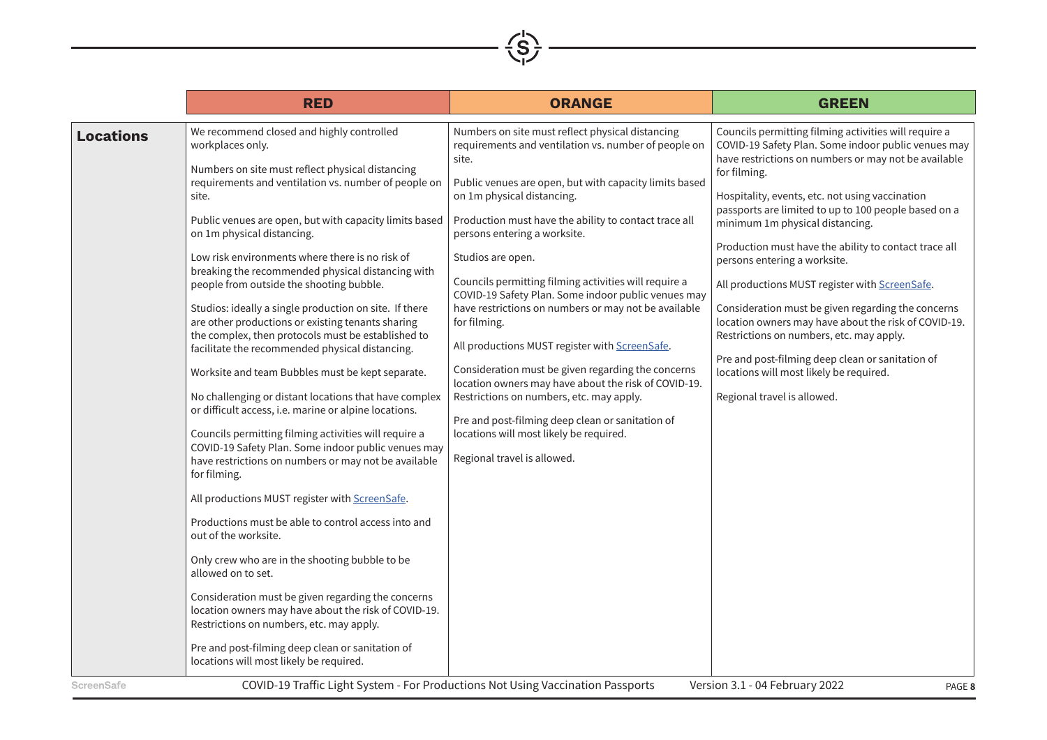| | RED | ORANGE | GREEN |
|---|---|---|---|
| **Locations** | We recommend closed and highly controlled workplaces only.<br><br>Numbers on site must reflect physical distancing requirements and ventilation vs. number of people on site.<br><br>Public venues are open, but with capacity limits based on 1m physical distancing.<br><br>Low risk environments where there is no risk of breaking the recommended physical distancing with people from outside the shooting bubble.<br><br>Studios: ideally a single production on site. If there are other productions or existing tenants sharing the complex, then protocols must be established to facilitate the recommended physical distancing.<br><br>Worksite and team Bubbles must be kept separate.<br><br>No challenging or distant locations that have complex or difficult access, i.e. marine or alpine locations.<br><br>Councils permitting filming activities will require a COVID-19 Safety Plan. Some indoor public venues may have restrictions on numbers or may not be available for filming.<br><br>All productions MUST register with ScreenSafe.<br><br>Productions must be able to control access into and out of the worksite.<br><br>Only crew who are in the shooting bubble to be allowed on to set.<br><br>Consideration must be given regarding the concerns location owners may have about the risk of COVID-19. Restrictions on numbers, etc. may apply.<br><br>Pre and post-filming deep clean or sanitation of locations will most likely be required. | Numbers on site must reflect physical distancing requirements and ventilation vs. number of people on site.<br><br>Public venues are open, but with capacity limits based on 1m physical distancing.<br><br>Production must have the ability to contact trace all persons entering a worksite.<br><br>Studios are open.<br><br>Councils permitting filming activities will require a COVID-19 Safety Plan. Some indoor public venues may have restrictions on numbers or may not be available for filming.<br><br>All productions MUST register with ScreenSafe.<br><br>Consideration must be given regarding the concerns location owners may have about the risk of COVID-19. Restrictions on numbers, etc. may apply.<br><br>Pre and post-filming deep clean or sanitation of locations will most likely be required.<br><br>Regional travel is allowed. | Councils permitting filming activities will require a COVID-19 Safety Plan. Some indoor public venues may have restrictions on numbers or may not be available for filming.<br><br>Hospitality, events, etc. not using vaccination passports are limited to up to 100 people based on a minimum 1m physical distancing.<br><br>Production must have the ability to contact trace all persons entering a worksite.<br><br>All productions MUST register with ScreenSafe.<br><br>Consideration must be given regarding the concerns location owners may have about the risk of COVID-19. Restrictions on numbers, etc. may apply.<br><br>Pre and post-filming deep clean or sanitation of locations will most likely be required.<br><br>Regional travel is allowed. |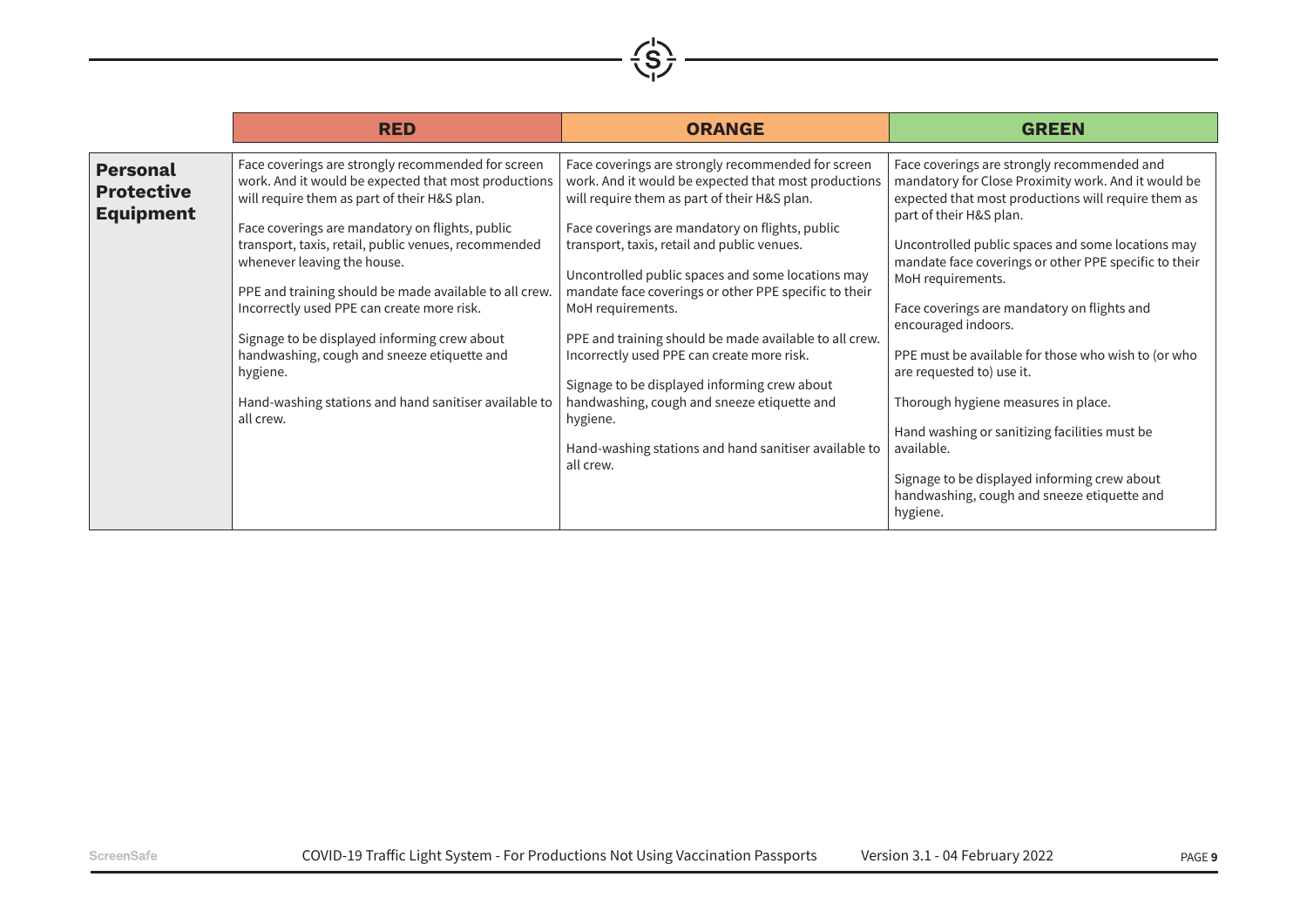| | RED | ORANGE | GREEN |
|---|---|---|---|
| **Personal Protective Equipment** | Face coverings are strongly recommended for screen work. And it would be expected that most productions will require them as part of their H&S plan.<br><br>Face coverings are mandatory on flights, public transport, taxis, retail, public venues, recommended whenever leaving the house.<br><br>PPE and training should be made available to all crew. Incorrectly used PPE can create more risk.<br><br>Signage to be displayed informing crew about handwashing, cough and sneeze etiquette and hygiene.<br><br>Hand-washing stations and hand sanitiser available to all crew. | Face coverings are strongly recommended for screen work. And it would be expected that most productions will require them as part of their H&S plan.<br><br>Face coverings are mandatory on flights, public transport, taxis, retail and public venues.<br><br>Uncontrolled public spaces and some locations may mandate face coverings or other PPE specific to their MoH requirements.<br><br>PPE and training should be made available to all crew. Incorrectly used PPE can create more risk.<br><br>Signage to be displayed informing crew about handwashing, cough and sneeze etiquette and hygiene.<br><br>Hand-washing stations and hand sanitiser available to all crew. | Face coverings are strongly recommended and mandatory for Close Proximity work. And it would be expected that most productions will require them as part of their H&S plan.<br><br>Uncontrolled public spaces and some locations may mandate face coverings or other PPE specific to their MoH requirements.<br><br>Face coverings are mandatory on flights and encouraged indoors.<br><br>PPE must be available for those who wish to (or who are requested to) use it.<br><br>Thorough hygiene measures in place.<br><br>Hand washing or sanitizing facilities must be available.<br><br>Signage to be displayed informing crew about handwashing, cough and sneeze etiquette and hygiene. |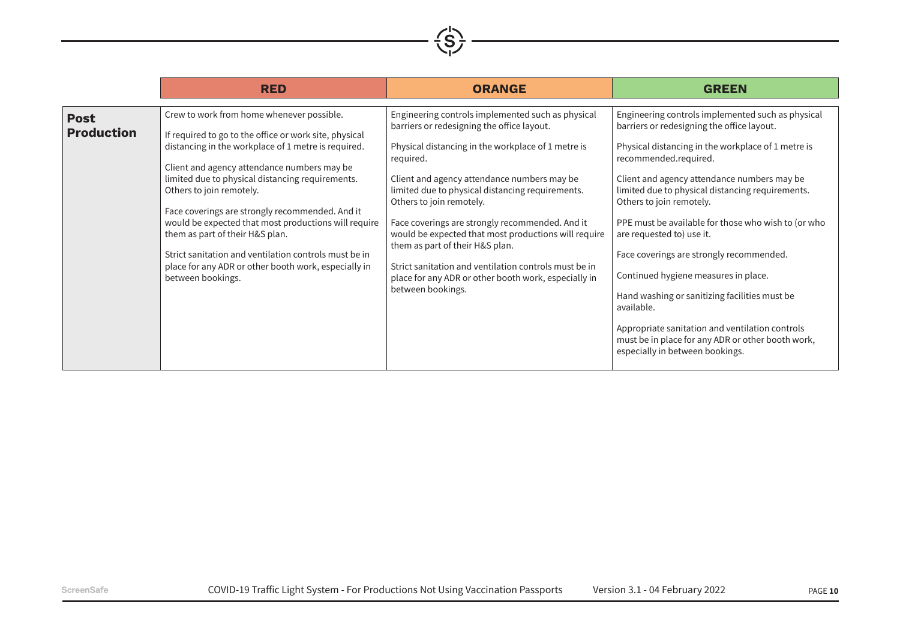| | RED | ORANGE | GREEN |
|---|---|---|---|
| **Post Production** | Crew to work from home whenever possible.<br><br>If required to go to the office or work site, physical distancing in the workplace of 1 metre is required.<br><br>Client and agency attendance numbers may be limited due to physical distancing requirements. Others to join remotely.<br><br>Face coverings are strongly recommended. And it would be expected that most productions will require them as part of their H&S plan.<br><br>Strict sanitation and ventilation controls must be in place for any ADR or other booth work, especially in between bookings. | Engineering controls implemented such as physical barriers or redesigning the office layout.<br><br>Physical distancing in the workplace of 1 metre is required.<br><br>Client and agency attendance numbers may be limited due to physical distancing requirements. Others to join remotely.<br><br>Face coverings are strongly recommended. And it would be expected that most productions will require them as part of their H&S plan.<br><br>Strict sanitation and ventilation controls must be in place for any ADR or other booth work, especially in between bookings. | Engineering controls implemented such as physical barriers or redesigning the office layout.<br><br>Physical distancing in the workplace of 1 metre is recommended.required.<br><br>Client and agency attendance numbers may be limited due to physical distancing requirements. Others to join remotely.<br><br>PPE must be available for those who wish to (or who are requested to) use it.<br><br>Face coverings are strongly recommended.<br><br>Continued hygiene measures in place.<br><br>Hand washing or sanitizing facilities must be available.<br><br>Appropriate sanitation and ventilation controls must be in place for any ADR or other booth work, especially in between bookings. |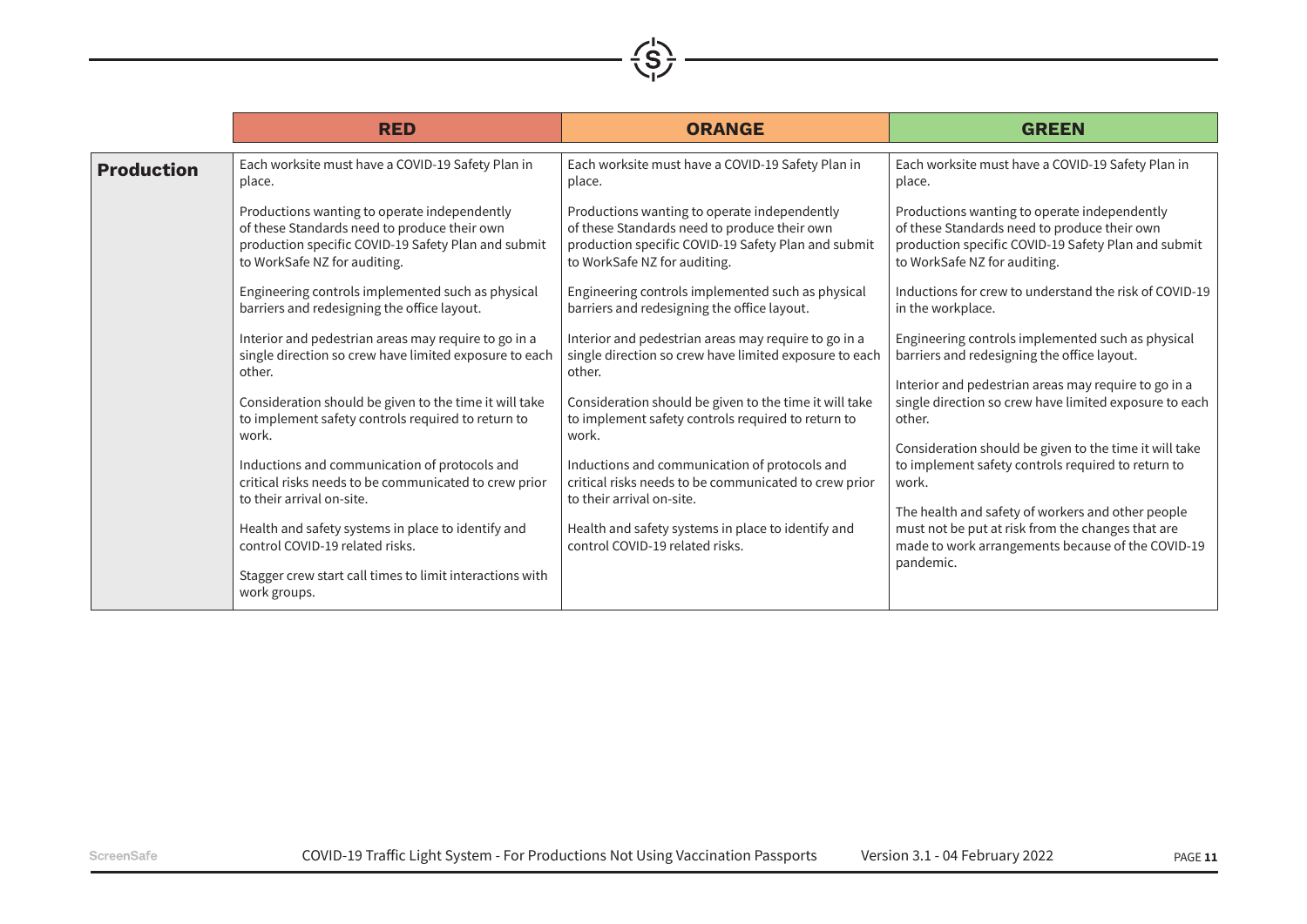| | RED | ORANGE | GREEN |
|---|---|---|---|
| **Production** | Each worksite must have a COVID-19 Safety Plan in place.<br><br>Productions wanting to operate independently of these Standards need to produce their own production specific COVID-19 Safety Plan and submit to WorkSafe NZ for auditing.<br><br>Engineering controls implemented such as physical barriers and redesigning the office layout.<br><br>Interior and pedestrian areas may require to go in a single direction so crew have limited exposure to each other.<br><br>Consideration should be given to the time it will take to implement safety controls required to return to work.<br><br>Inductions and communication of protocols and critical risks needs to be communicated to crew prior to their arrival on-site.<br><br>Health and safety systems in place to identify and control COVID-19 related risks.<br><br>Stagger crew start call times to limit interactions with work groups. | Each worksite must have a COVID-19 Safety Plan in place.<br><br>Productions wanting to operate independently of these Standards need to produce their own production specific COVID-19 Safety Plan and submit to WorkSafe NZ for auditing.<br><br>Engineering controls implemented such as physical barriers and redesigning the office layout.<br><br>Interior and pedestrian areas may require to go in a single direction so crew have limited exposure to each other.<br><br>Consideration should be given to the time it will take to implement safety controls required to return to work.<br><br>Inductions and communication of protocols and critical risks needs to be communicated to crew prior to their arrival on-site.<br><br>Health and safety systems in place to identify and control COVID-19 related risks. | Each worksite must have a COVID-19 Safety Plan in place.<br><br>Productions wanting to operate independently of these Standards need to produce their own production specific COVID-19 Safety Plan and submit to WorkSafe NZ for auditing.<br><br>Inductions for crew to understand the risk of COVID-19 in the workplace.<br><br>Engineering controls implemented such as physical barriers and redesigning the office layout.<br><br>Interior and pedestrian areas may require to go in a single direction so crew have limited exposure to each other.<br><br>Consideration should be given to the time it will take to implement safety controls required to return to work.<br><br>The health and safety of workers and other people must not be put at risk from the changes that are made to work arrangements because of the COVID-19 pandemic. |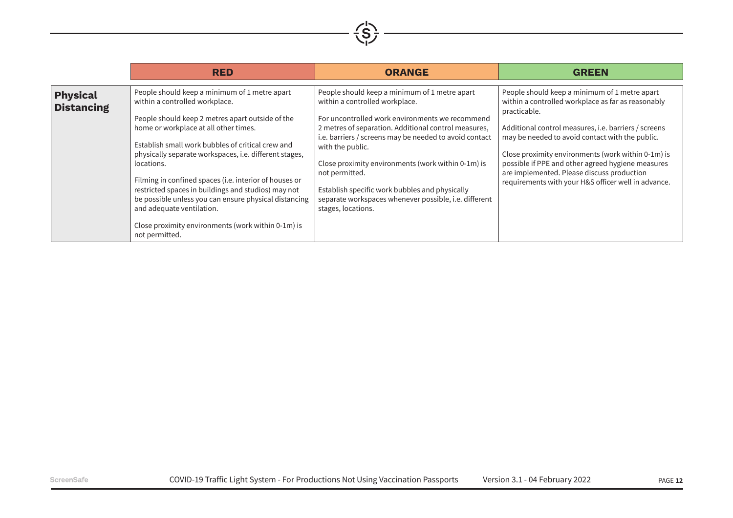| | RED | ORANGE | GREEN |
|---|---|---|---|
| **Physical Distancing** | People should keep a minimum of 1 metre apart within a controlled workplace.<br><br>People should keep 2 metres apart outside of the home or workplace at all other times.<br><br>Establish small work bubbles of critical crew and physically separate workspaces, i.e. different stages, locations.<br><br>Filming in confined spaces (i.e. interior of houses or restricted spaces in buildings and studios) may not be possible unless you can ensure physical distancing and adequate ventilation.<br><br>Close proximity environments (work within 0-1m) is not permitted. | People should keep a minimum of 1 metre apart within a controlled workplace.<br><br>For uncontrolled work environments we recommend 2 metres of separation. Additional control measures, i.e. barriers / screens may be needed to avoid contact with the public.<br><br>Close proximity environments (work within 0-1m) is not permitted.<br><br>Establish specific work bubbles and physically separate workspaces whenever possible, i.e. different stages, locations. | People should keep a minimum of 1 metre apart within a controlled workplace as far as reasonably practicable.<br><br>Additional control measures, i.e. barriers / screens may be needed to avoid contact with the public.<br><br>Close proximity environments (work within 0-1m) is possible if PPE and other agreed hygiene measures are implemented. Please discuss production requirements with your H&S officer well in advance. |